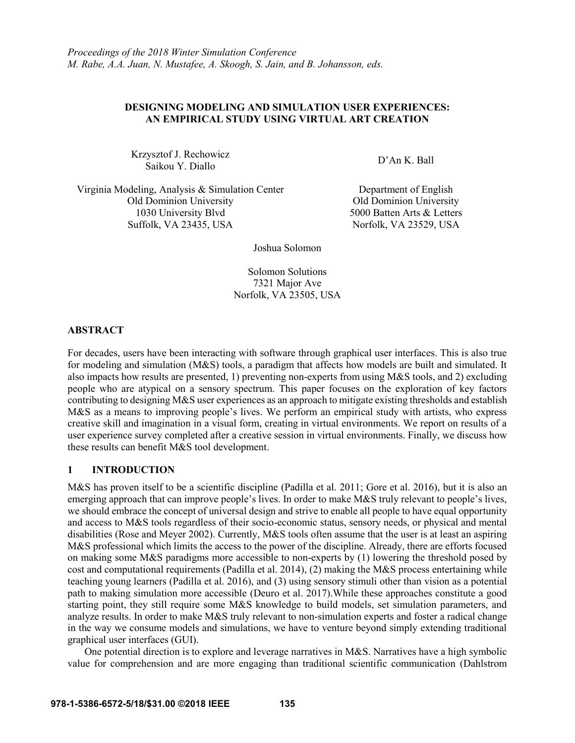*Proceedings of the 2018 Winter Simulation Conference*
*M. Rabe, A.A. Juan, N. Mustafee, A. Skoogh, S. Jain, and B. Johansson, eds.*

# DESIGNING MODELING AND SIMULATION USER EXPERIENCES: AN EMPIRICAL STUDY USING VIRTUAL ART CREATION

Krzysztof J. Rechowicz
Saikou Y. Diallo

Virginia Modeling, Analysis & Simulation Center
Old Dominion University
1030 University Blvd
Suffolk, VA 23435, USA

D'An K. Ball

Department of English
Old Dominion University
5000 Batten Arts & Letters
Norfolk, VA 23529, USA

Joshua Solomon

Solomon Solutions
7321 Major Ave
Norfolk, VA 23505, USA

## ABSTRACT

For decades, users have been interacting with software through graphical user interfaces. This is also true for modeling and simulation (M&S) tools, a paradigm that affects how models are built and simulated. It also impacts how results are presented, 1) preventing non-experts from using M&S tools, and 2) excluding people who are atypical on a sensory spectrum. This paper focuses on the exploration of key factors contributing to designing M&S user experiences as an approach to mitigate existing thresholds and establish M&S as a means to improving people's lives. We perform an empirical study with artists, who express creative skill and imagination in a visual form, creating in virtual environments. We report on results of a user experience survey completed after a creative session in virtual environments. Finally, we discuss how these results can benefit M&S tool development.

## 1 INTRODUCTION

M&S has proven itself to be a scientific discipline (Padilla et al. 2011; Gore et al. 2016), but it is also an emerging approach that can improve people's lives. In order to make M&S truly relevant to people's lives, we should embrace the concept of universal design and strive to enable all people to have equal opportunity and access to M&S tools regardless of their socio-economic status, sensory needs, or physical and mental disabilities (Rose and Meyer 2002). Currently, M&S tools often assume that the user is at least an aspiring M&S professional which limits the access to the power of the discipline. Already, there are efforts focused on making some M&S paradigms more accessible to non-experts by (1) lowering the threshold posed by cost and computational requirements (Padilla et al. 2014), (2) making the M&S process entertaining while teaching young learners (Padilla et al. 2016), and (3) using sensory stimuli other than vision as a potential path to making simulation more accessible (Deuro et al. 2017).While these approaches constitute a good starting point, they still require some M&S knowledge to build models, set simulation parameters, and analyze results. In order to make M&S truly relevant to non-simulation experts and foster a radical change in the way we consume models and simulations, we have to venture beyond simply extending traditional graphical user interfaces (GUI).

One potential direction is to explore and leverage narratives in M&S. Narratives have a high symbolic value for comprehension and are more engaging than traditional scientific communication (Dahlstrom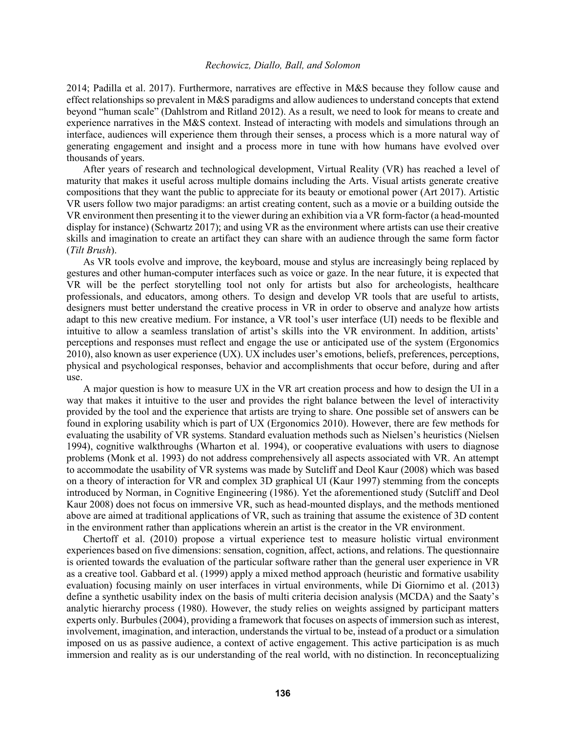2014; Padilla et al. 2017). Furthermore, narratives are effective in M&S because they follow cause and effect relationships so prevalent in M&S paradigms and allow audiences to understand concepts that extend beyond "human scale" (Dahlstrom and Ritland 2012). As a result, we need to look for means to create and experience narratives in the M&S context. Instead of interacting with models and simulations through an interface, audiences will experience them through their senses, a process which is a more natural way of generating engagement and insight and a process more in tune with how humans have evolved over thousands of years.

After years of research and technological development, Virtual Reality (VR) has reached a level of maturity that makes it useful across multiple domains including the Arts. Visual artists generate creative compositions that they want the public to appreciate for its beauty or emotional power (Art 2017). Artistic VR users follow two major paradigms: an artist creating content, such as a movie or a building outside the VR environment then presenting it to the viewer during an exhibition via a VR form-factor (a head-mounted display for instance) (Schwartz 2017); and using VR as the environment where artists can use their creative skills and imagination to create an artifact they can share with an audience through the same form factor (*Tilt Brush*).

As VR tools evolve and improve, the keyboard, mouse and stylus are increasingly being replaced by gestures and other human-computer interfaces such as voice or gaze. In the near future, it is expected that VR will be the perfect storytelling tool not only for artists but also for archeologists, healthcare professionals, and educators, among others. To design and develop VR tools that are useful to artists, designers must better understand the creative process in VR in order to observe and analyze how artists adapt to this new creative medium. For instance, a VR tool's user interface (UI) needs to be flexible and intuitive to allow a seamless translation of artist's skills into the VR environment. In addition, artists' perceptions and responses must reflect and engage the use or anticipated use of the system (Ergonomics 2010), also known as user experience (UX). UX includes user's emotions, beliefs, preferences, perceptions, physical and psychological responses, behavior and accomplishments that occur before, during and after use.

A major question is how to measure UX in the VR art creation process and how to design the UI in a way that makes it intuitive to the user and provides the right balance between the level of interactivity provided by the tool and the experience that artists are trying to share. One possible set of answers can be found in exploring usability which is part of UX (Ergonomics 2010). However, there are few methods for evaluating the usability of VR systems. Standard evaluation methods such as Nielsen's heuristics (Nielsen 1994), cognitive walkthroughs (Wharton et al. 1994), or cooperative evaluations with users to diagnose problems (Monk et al. 1993) do not address comprehensively all aspects associated with VR. An attempt to accommodate the usability of VR systems was made by Sutcliff and Deol Kaur (2008) which was based on a theory of interaction for VR and complex 3D graphical UI (Kaur 1997) stemming from the concepts introduced by Norman, in Cognitive Engineering (1986). Yet the aforementioned study (Sutcliff and Deol Kaur 2008) does not focus on immersive VR, such as head-mounted displays, and the methods mentioned above are aimed at traditional applications of VR, such as training that assume the existence of 3D content in the environment rather than applications wherein an artist is the creator in the VR environment.

Chertoff et al. (2010) propose a virtual experience test to measure holistic virtual environment experiences based on five dimensions: sensation, cognition, affect, actions, and relations. The questionnaire is oriented towards the evaluation of the particular software rather than the general user experience in VR as a creative tool. Gabbard et al. (1999) apply a mixed method approach (heuristic and formative usability evaluation) focusing mainly on user interfaces in virtual environments, while Di Giornimo et al. (2013) define a synthetic usability index on the basis of multi criteria decision analysis (MCDA) and the Saaty's analytic hierarchy process (1980). However, the study relies on weights assigned by participant matters experts only. Burbules (2004), providing a framework that focuses on aspects of immersion such as interest, involvement, imagination, and interaction, understands the virtual to be, instead of a product or a simulation imposed on us as passive audience, a context of active engagement. This active participation is as much immersion and reality as is our understanding of the real world, with no distinction. In reconceptualizing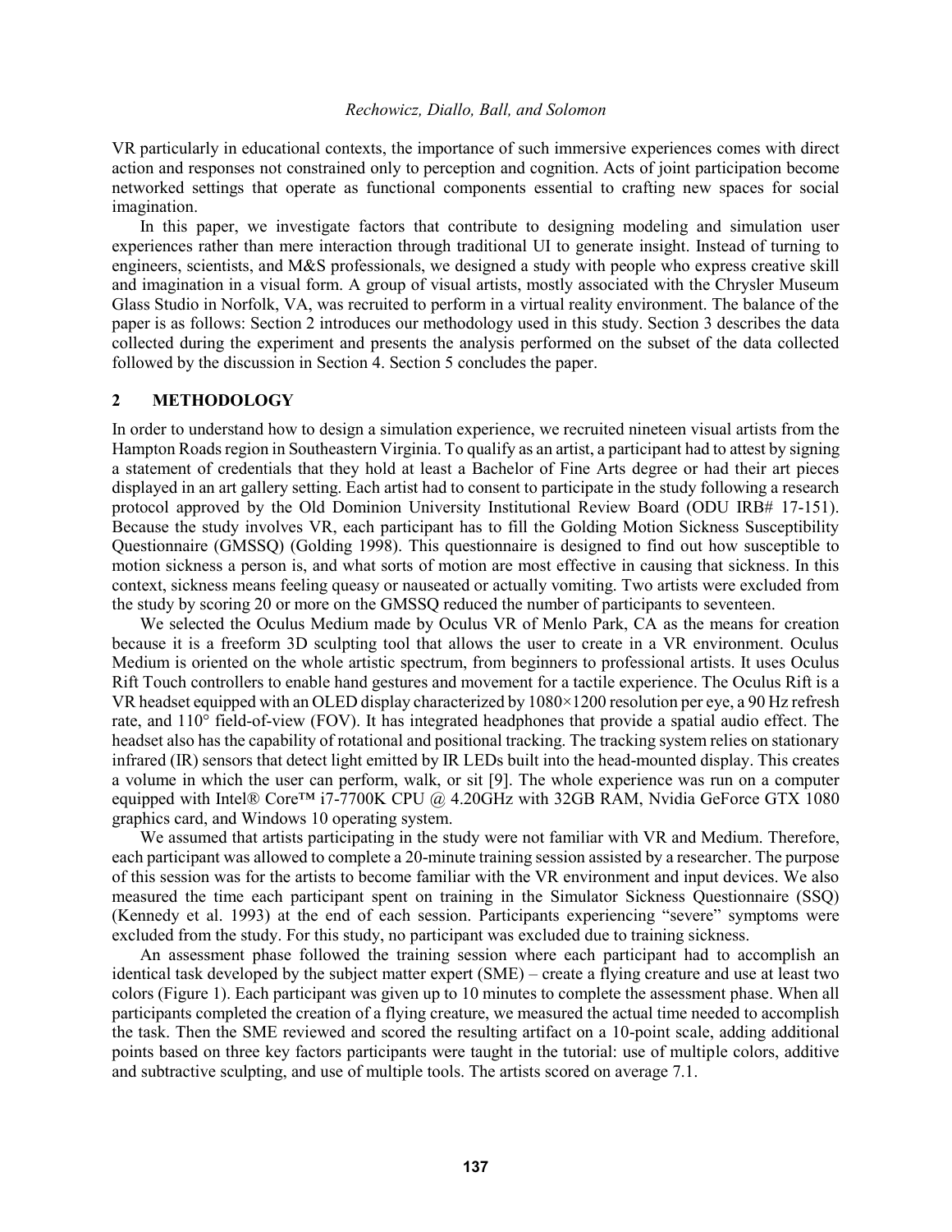VR particularly in educational contexts, the importance of such immersive experiences comes with direct action and responses not constrained only to perception and cognition. Acts of joint participation become networked settings that operate as functional components essential to crafting new spaces for social imagination.

In this paper, we investigate factors that contribute to designing modeling and simulation user experiences rather than mere interaction through traditional UI to generate insight. Instead of turning to engineers, scientists, and M&S professionals, we designed a study with people who express creative skill and imagination in a visual form. A group of visual artists, mostly associated with the Chrysler Museum Glass Studio in Norfolk, VA, was recruited to perform in a virtual reality environment. The balance of the paper is as follows: Section 2 introduces our methodology used in this study. Section 3 describes the data collected during the experiment and presents the analysis performed on the subset of the data collected followed by the discussion in Section 4. Section 5 concludes the paper.

## 2 METHODOLOGY

In order to understand how to design a simulation experience, we recruited nineteen visual artists from the Hampton Roads region in Southeastern Virginia. To qualify as an artist, a participant had to attest by signing a statement of credentials that they hold at least a Bachelor of Fine Arts degree or had their art pieces displayed in an art gallery setting. Each artist had to consent to participate in the study following a research protocol approved by the Old Dominion University Institutional Review Board (ODU IRB# 17-151). Because the study involves VR, each participant has to fill the Golding Motion Sickness Susceptibility Questionnaire (GMSSQ) (Golding 1998). This questionnaire is designed to find out how susceptible to motion sickness a person is, and what sorts of motion are most effective in causing that sickness. In this context, sickness means feeling queasy or nauseated or actually vomiting. Two artists were excluded from the study by scoring 20 or more on the GMSSQ reduced the number of participants to seventeen.

We selected the Oculus Medium made by Oculus VR of Menlo Park, CA as the means for creation because it is a freeform 3D sculpting tool that allows the user to create in a VR environment. Oculus Medium is oriented on the whole artistic spectrum, from beginners to professional artists. It uses Oculus Rift Touch controllers to enable hand gestures and movement for a tactile experience. The Oculus Rift is a VR headset equipped with an OLED display characterized by 1080×1200 resolution per eye, a 90 Hz refresh rate, and 110° field-of-view (FOV). It has integrated headphones that provide a spatial audio effect. The headset also has the capability of rotational and positional tracking. The tracking system relies on stationary infrared (IR) sensors that detect light emitted by IR LEDs built into the head-mounted display. This creates a volume in which the user can perform, walk, or sit [9]. The whole experience was run on a computer equipped with Intel® Core™ i7-7700K CPU @ 4.20GHz with 32GB RAM, Nvidia GeForce GTX 1080 graphics card, and Windows 10 operating system.

We assumed that artists participating in the study were not familiar with VR and Medium. Therefore, each participant was allowed to complete a 20-minute training session assisted by a researcher. The purpose of this session was for the artists to become familiar with the VR environment and input devices. We also measured the time each participant spent on training in the Simulator Sickness Questionnaire (SSQ) (Kennedy et al. 1993) at the end of each session. Participants experiencing "severe" symptoms were excluded from the study. For this study, no participant was excluded due to training sickness.

An assessment phase followed the training session where each participant had to accomplish an identical task developed by the subject matter expert (SME) – create a flying creature and use at least two colors (Figure 1). Each participant was given up to 10 minutes to complete the assessment phase. When all participants completed the creation of a flying creature, we measured the actual time needed to accomplish the task. Then the SME reviewed and scored the resulting artifact on a 10-point scale, adding additional points based on three key factors participants were taught in the tutorial: use of multiple colors, additive and subtractive sculpting, and use of multiple tools. The artists scored on average 7.1.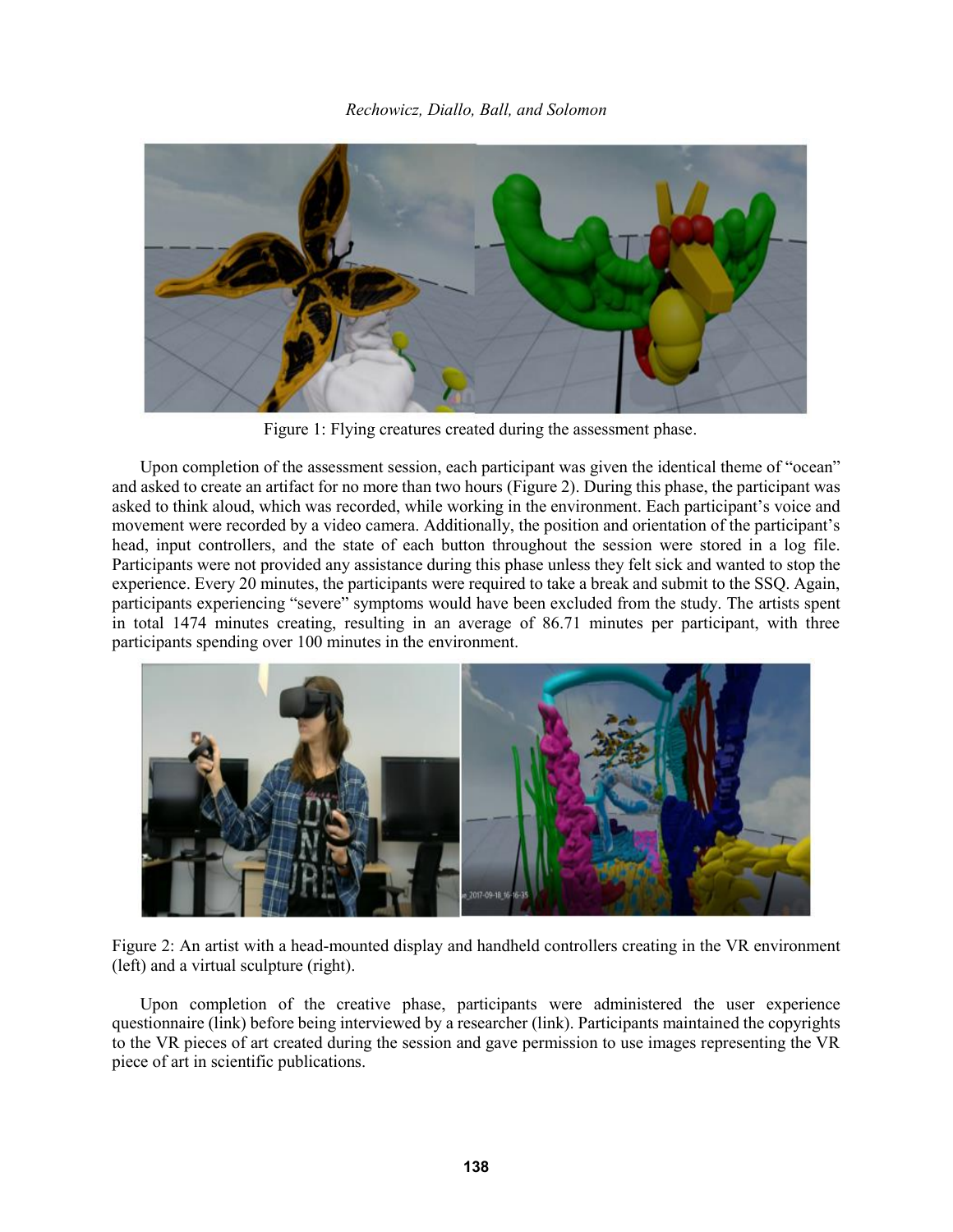Figure 1: Flying creatures created during the assessment phase.

Upon completion of the assessment session, each participant was given the identical theme of "ocean" and asked to create an artifact for no more than two hours (Figure 2). During this phase, the participant was asked to think aloud, which was recorded, while working in the environment. Each participant's voice and movement were recorded by a video camera. Additionally, the position and orientation of the participant's head, input controllers, and the state of each button throughout the session were stored in a log file. Participants were not provided any assistance during this phase unless they felt sick and wanted to stop the experience. Every 20 minutes, the participants were required to take a break and submit to the SSQ. Again, participants experiencing "severe" symptoms would have been excluded from the study. The artists spent in total 1474 minutes creating, resulting in an average of 86.71 minutes per participant, with three participants spending over 100 minutes in the environment.

Figure 2: An artist with a head-mounted display and handheld controllers creating in the VR environment (left) and a virtual sculpture (right).

Upon completion of the creative phase, participants were administered the user experience questionnaire (link) before being interviewed by a researcher (link). Participants maintained the copyrights to the VR pieces of art created during the session and gave permission to use images representing the VR piece of art in scientific publications.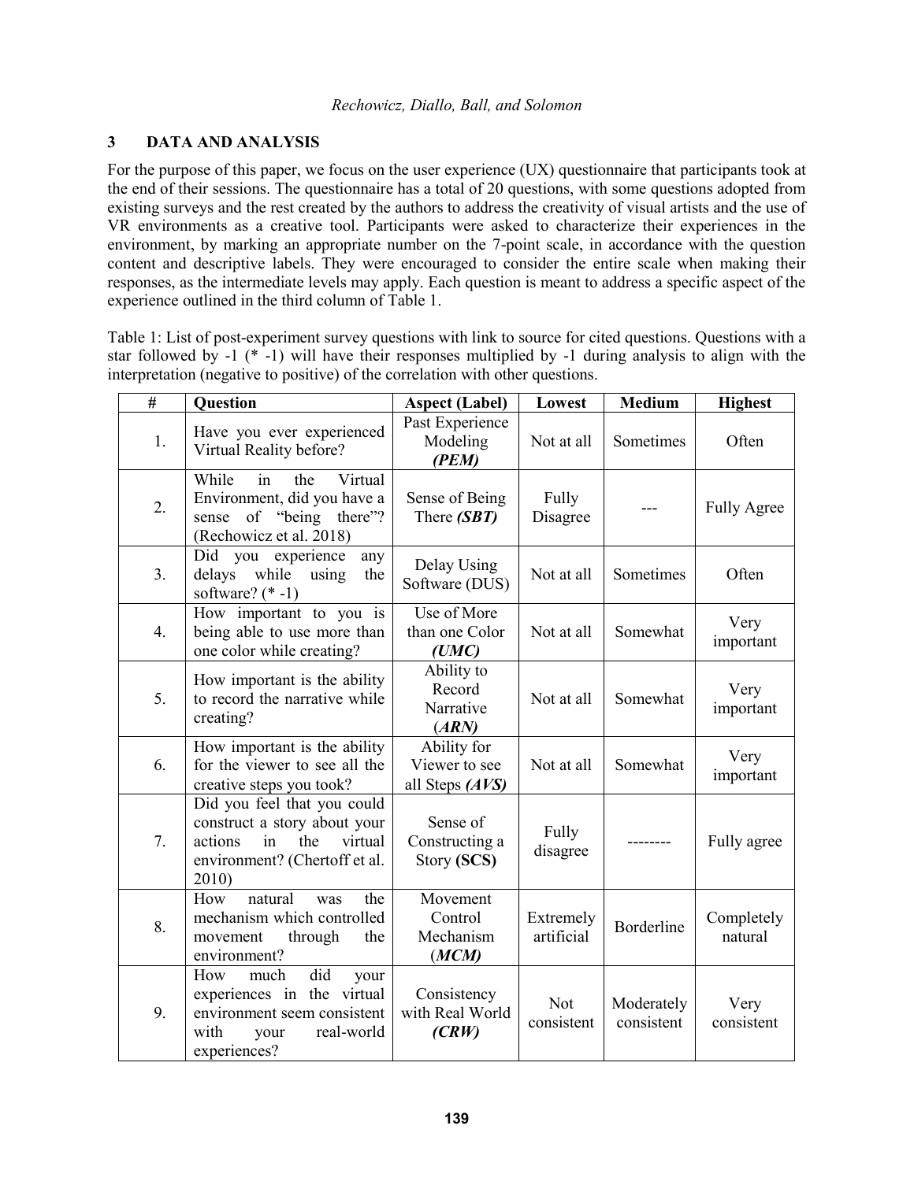## 3 DATA AND ANALYSIS

For the purpose of this paper, we focus on the user experience (UX) questionnaire that participants took at the end of their sessions. The questionnaire has a total of 20 questions, with some questions adopted from existing surveys and the rest created by the authors to address the creativity of visual artists and the use of VR environments as a creative tool. Participants were asked to characterize their experiences in the environment, by marking an appropriate number on the 7-point scale, in accordance with the question content and descriptive labels. They were encouraged to consider the entire scale when making their responses, as the intermediate levels may apply. Each question is meant to address a specific aspect of the experience outlined in the third column of Table 1.

Table 1: List of post-experiment survey questions with link to source for cited questions. Questions with a star followed by -1 (* -1) will have their responses multiplied by -1 during analysis to align with the interpretation (negative to positive) of the correlation with other questions.

| # | Question | Aspect (Label) | Lowest | Medium | Highest |
|---|---|---|---|---|---|
| 1. | Have you ever experienced Virtual Reality before? | Past Experience Modeling ***(PEM)*** | Not at all | Sometimes | Often |
| 2. | While in the Virtual Environment, did you have a sense of "being there"? (Rechowicz et al. 2018) | Sense of Being There ***(SBT)*** | Fully Disagree | --- | Fully Agree |
| 3. | Did you experience any delays while using the software? (* -1) | Delay Using Software (DUS) | Not at all | Sometimes | Often |
| 4. | How important to you is being able to use more than one color while creating? | Use of More than one Color ***(UMC)*** | Not at all | Somewhat | Very important |
| 5. | How important is the ability to record the narrative while creating? | Ability to Record Narrative (***ARN)*** | Not at all | Somewhat | Very important |
| 6. | How important is the ability for the viewer to see all the creative steps you took? | Ability for Viewer to see all Steps ***(AVS)*** | Not at all | Somewhat | Very important |
| 7. | Did you feel that you could construct a story about your actions in the virtual environment? (Chertoff et al. 2010) | Sense of Constructing a Story **(SCS)** | Fully disagree | -------- | Fully agree |
| 8. | How natural was the mechanism which controlled movement through the environment? | Movement Control Mechanism (***MCM)*** | Extremely artificial | Borderline | Completely natural |
| 9. | How much did your experiences in the virtual environment seem consistent with your real-world experiences? | Consistency with Real World ***(CRW)*** | Not consistent | Moderately consistent | Very consistent |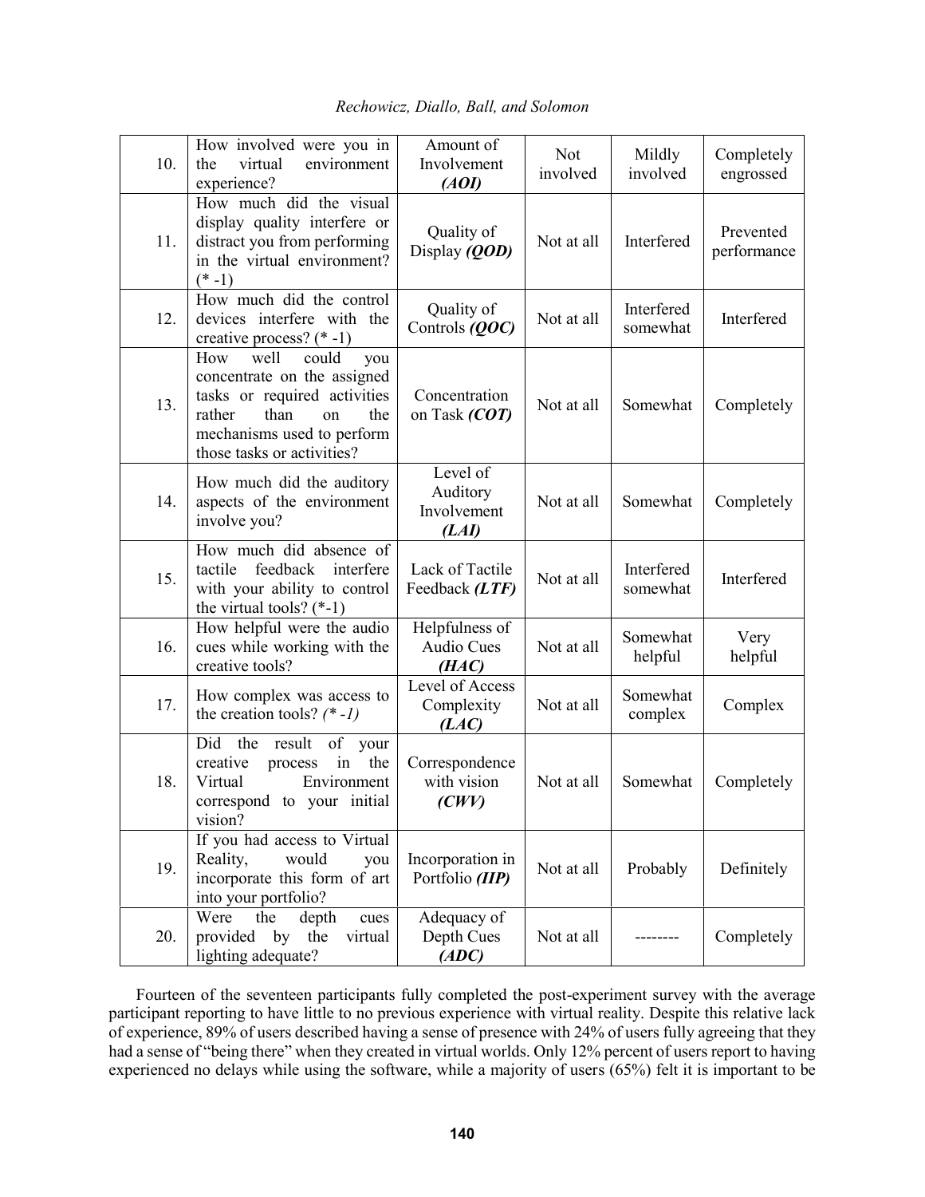| 10. | How involved were you in the virtual environment experience? | Amount of Involvement ***(AOI)*** | Not involved | Mildly involved | Completely engrossed |
|---|---|---|---|---|---|
| 11. | How much did the visual display quality interfere or distract you from performing in the virtual environment? (* -1) | Quality of Display ***(QOD)*** | Not at all | Interfered | Prevented performance |
| 12. | How much did the control devices interfere with the creative process? (* -1) | Quality of Controls ***(QOC)*** | Not at all | Interfered somewhat | Interfered |
| 13. | How well could you concentrate on the assigned tasks or required activities rather than on the mechanisms used to perform those tasks or activities? | Concentration on Task ***(COT)*** | Not at all | Somewhat | Completely |
| 14. | How much did the auditory aspects of the environment involve you? | Level of Auditory Involvement ***(LAI)*** | Not at all | Somewhat | Completely |
| 15. | How much did absence of tactile feedback interfere with your ability to control the virtual tools? (*-1) | Lack of Tactile Feedback ***(LTF)*** | Not at all | Interfered somewhat | Interfered |
| 16. | How helpful were the audio cues while working with the creative tools? | Helpfulness of Audio Cues ***(HAC)*** | Not at all | Somewhat helpful | Very helpful |
| 17. | How complex was access to the creation tools? *(* -1)* | Level of Access Complexity ***(LAC)*** | Not at all | Somewhat complex | Complex |
| 18. | Did the result of your creative process in the Virtual Environment correspond to your initial vision? | Correspondence with vision ***(CWV)*** | Not at all | Somewhat | Completely |
| 19. | If you had access to Virtual Reality, would you incorporate this form of art into your portfolio? | Incorporation in Portfolio ***(IIP)*** | Not at all | Probably | Definitely |
| 20. | Were the depth cues provided by the virtual lighting adequate? | Adequacy of Depth Cues ***(ADC)*** | Not at all | -------- | Completely |

Fourteen of the seventeen participants fully completed the post-experiment survey with the average participant reporting to have little to no previous experience with virtual reality. Despite this relative lack of experience, 89% of users described having a sense of presence with 24% of users fully agreeing that they had a sense of "being there" when they created in virtual worlds. Only 12% percent of users report to having experienced no delays while using the software, while a majority of users (65%) felt it is important to be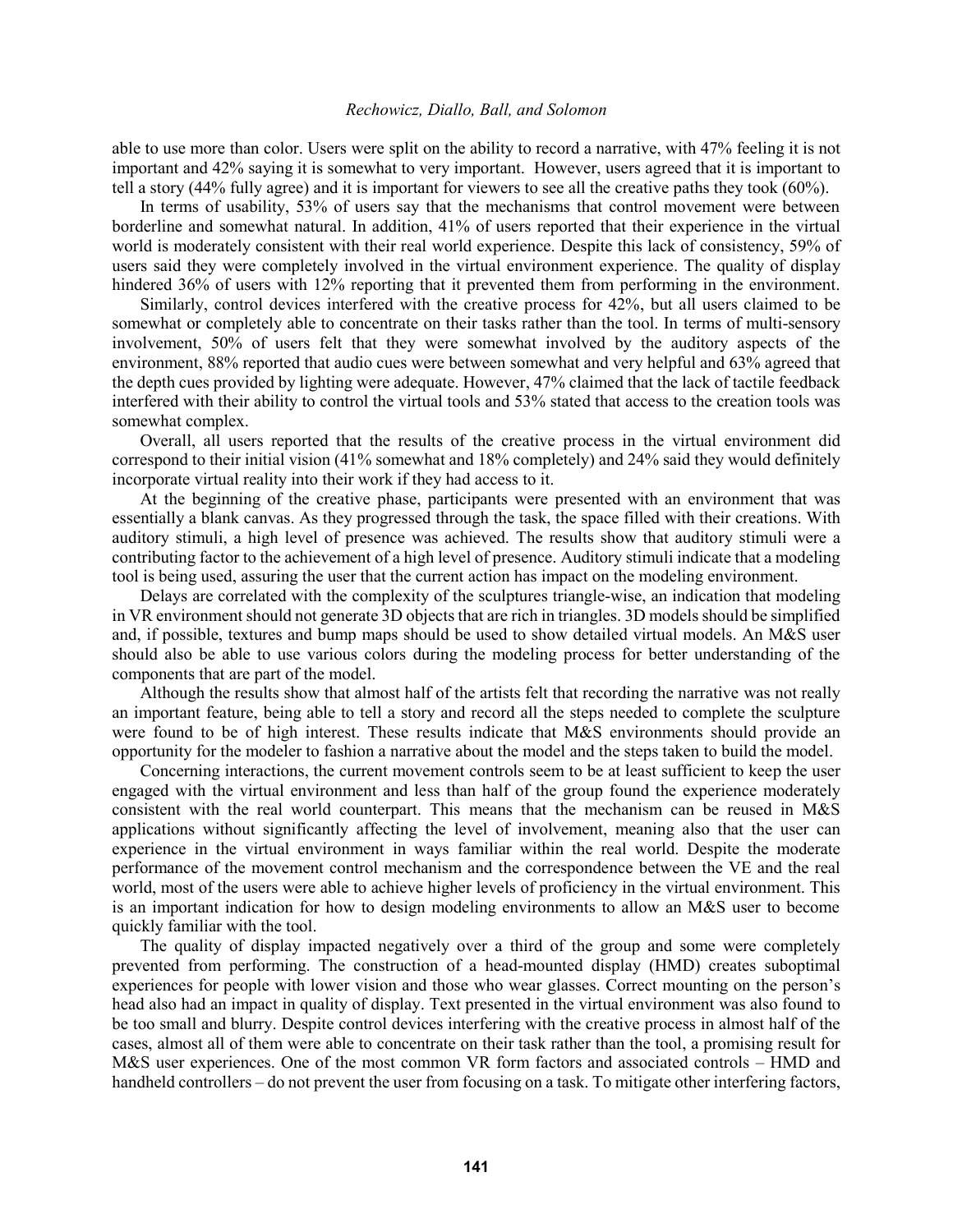able to use more than color. Users were split on the ability to record a narrative, with 47% feeling it is not important and 42% saying it is somewhat to very important. However, users agreed that it is important to tell a story (44% fully agree) and it is important for viewers to see all the creative paths they took (60%).

In terms of usability, 53% of users say that the mechanisms that control movement were between borderline and somewhat natural. In addition, 41% of users reported that their experience in the virtual world is moderately consistent with their real world experience. Despite this lack of consistency, 59% of users said they were completely involved in the virtual environment experience. The quality of display hindered 36% of users with 12% reporting that it prevented them from performing in the environment.

Similarly, control devices interfered with the creative process for 42%, but all users claimed to be somewhat or completely able to concentrate on their tasks rather than the tool. In terms of multi-sensory involvement, 50% of users felt that they were somewhat involved by the auditory aspects of the environment, 88% reported that audio cues were between somewhat and very helpful and 63% agreed that the depth cues provided by lighting were adequate. However, 47% claimed that the lack of tactile feedback interfered with their ability to control the virtual tools and 53% stated that access to the creation tools was somewhat complex.

Overall, all users reported that the results of the creative process in the virtual environment did correspond to their initial vision (41% somewhat and 18% completely) and 24% said they would definitely incorporate virtual reality into their work if they had access to it.

At the beginning of the creative phase, participants were presented with an environment that was essentially a blank canvas. As they progressed through the task, the space filled with their creations. With auditory stimuli, a high level of presence was achieved. The results show that auditory stimuli were a contributing factor to the achievement of a high level of presence. Auditory stimuli indicate that a modeling tool is being used, assuring the user that the current action has impact on the modeling environment.

Delays are correlated with the complexity of the sculptures triangle-wise, an indication that modeling in VR environment should not generate 3D objects that are rich in triangles. 3D models should be simplified and, if possible, textures and bump maps should be used to show detailed virtual models. An M&S user should also be able to use various colors during the modeling process for better understanding of the components that are part of the model.

Although the results show that almost half of the artists felt that recording the narrative was not really an important feature, being able to tell a story and record all the steps needed to complete the sculpture were found to be of high interest. These results indicate that M&S environments should provide an opportunity for the modeler to fashion a narrative about the model and the steps taken to build the model.

Concerning interactions, the current movement controls seem to be at least sufficient to keep the user engaged with the virtual environment and less than half of the group found the experience moderately consistent with the real world counterpart. This means that the mechanism can be reused in M&S applications without significantly affecting the level of involvement, meaning also that the user can experience in the virtual environment in ways familiar within the real world. Despite the moderate performance of the movement control mechanism and the correspondence between the VE and the real world, most of the users were able to achieve higher levels of proficiency in the virtual environment. This is an important indication for how to design modeling environments to allow an M&S user to become quickly familiar with the tool.

The quality of display impacted negatively over a third of the group and some were completely prevented from performing. The construction of a head-mounted display (HMD) creates suboptimal experiences for people with lower vision and those who wear glasses. Correct mounting on the person's head also had an impact in quality of display. Text presented in the virtual environment was also found to be too small and blurry. Despite control devices interfering with the creative process in almost half of the cases, almost all of them were able to concentrate on their task rather than the tool, a promising result for M&S user experiences. One of the most common VR form factors and associated controls – HMD and handheld controllers – do not prevent the user from focusing on a task. To mitigate other interfering factors,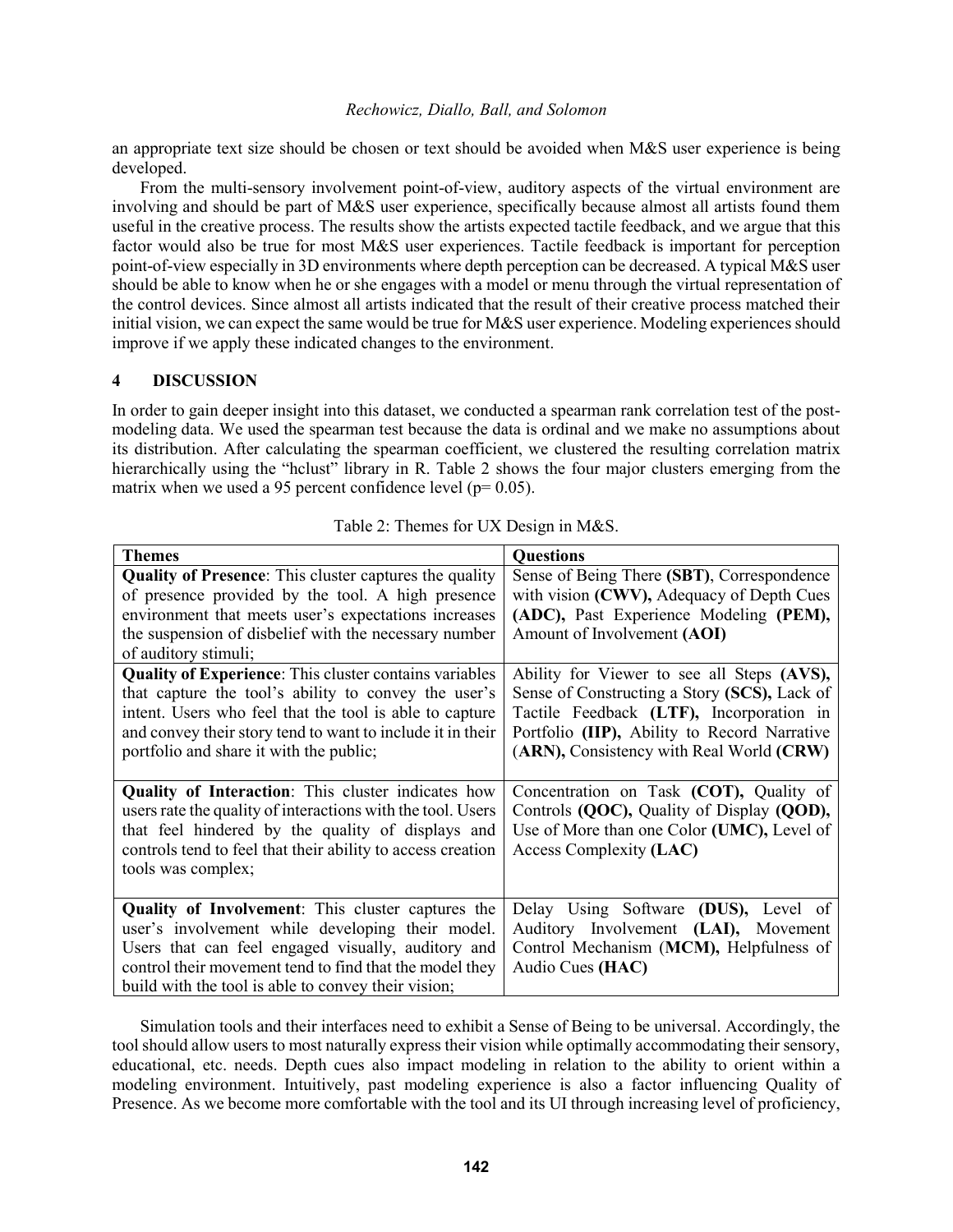an appropriate text size should be chosen or text should be avoided when M&S user experience is being developed.

From the multi-sensory involvement point-of-view, auditory aspects of the virtual environment are involving and should be part of M&S user experience, specifically because almost all artists found them useful in the creative process. The results show the artists expected tactile feedback, and we argue that this factor would also be true for most M&S user experiences. Tactile feedback is important for perception point-of-view especially in 3D environments where depth perception can be decreased. A typical M&S user should be able to know when he or she engages with a model or menu through the virtual representation of the control devices. Since almost all artists indicated that the result of their creative process matched their initial vision, we can expect the same would be true for M&S user experience. Modeling experiences should improve if we apply these indicated changes to the environment.

## 4 DISCUSSION

In order to gain deeper insight into this dataset, we conducted a spearman rank correlation test of the post-modeling data. We used the spearman test because the data is ordinal and we make no assumptions about its distribution. After calculating the spearman coefficient, we clustered the resulting correlation matrix hierarchically using the "hclust" library in R. Table 2 shows the four major clusters emerging from the matrix when we used a 95 percent confidence level ($p = 0.05$).

Table 2: Themes for UX Design in M&S.

| **Themes** | **Questions** |
|---|---|
| **Quality of Presence**: This cluster captures the quality of presence provided by the tool. A high presence environment that meets user's expectations increases the suspension of disbelief with the necessary number of auditory stimuli; | Sense of Being There **(SBT)**, Correspondence with vision **(CWV),** Adequacy of Depth Cues **(ADC),** Past Experience Modeling **(PEM),** Amount of Involvement **(AOI)** |
| **Quality of Experience**: This cluster contains variables that capture the tool's ability to convey the user's intent. Users who feel that the tool is able to capture and convey their story tend to want to include it in their portfolio and share it with the public; | Ability for Viewer to see all Steps **(AVS),** Sense of Constructing a Story **(SCS),** Lack of Tactile Feedback **(LTF),** Incorporation in Portfolio **(IIP),** Ability to Record Narrative (**ARN**), Consistency with Real World **(CRW)** |
| **Quality of Interaction**: This cluster indicates how users rate the quality of interactions with the tool. Users that feel hindered by the quality of displays and controls tend to feel that their ability to access creation tools was complex; | Concentration on Task **(COT),** Quality of Controls **(QOC),** Quality of Display **(QOD),** Use of More than one Color **(UMC),** Level of Access Complexity **(LAC)** |
| **Quality of Involvement**: This cluster captures the user's involvement while developing their model. Users that can feel engaged visually, auditory and control their movement tend to find that the model they build with the tool is able to convey their vision; | Delay Using Software **(DUS),** Level of Auditory Involvement **(LAI),** Movement Control Mechanism (**MCM**), Helpfulness of Audio Cues **(HAC)** |

Simulation tools and their interfaces need to exhibit a Sense of Being to be universal. Accordingly, the tool should allow users to most naturally express their vision while optimally accommodating their sensory, educational, etc. needs. Depth cues also impact modeling in relation to the ability to orient within a modeling environment. Intuitively, past modeling experience is also a factor influencing Quality of Presence. As we become more comfortable with the tool and its UI through increasing level of proficiency,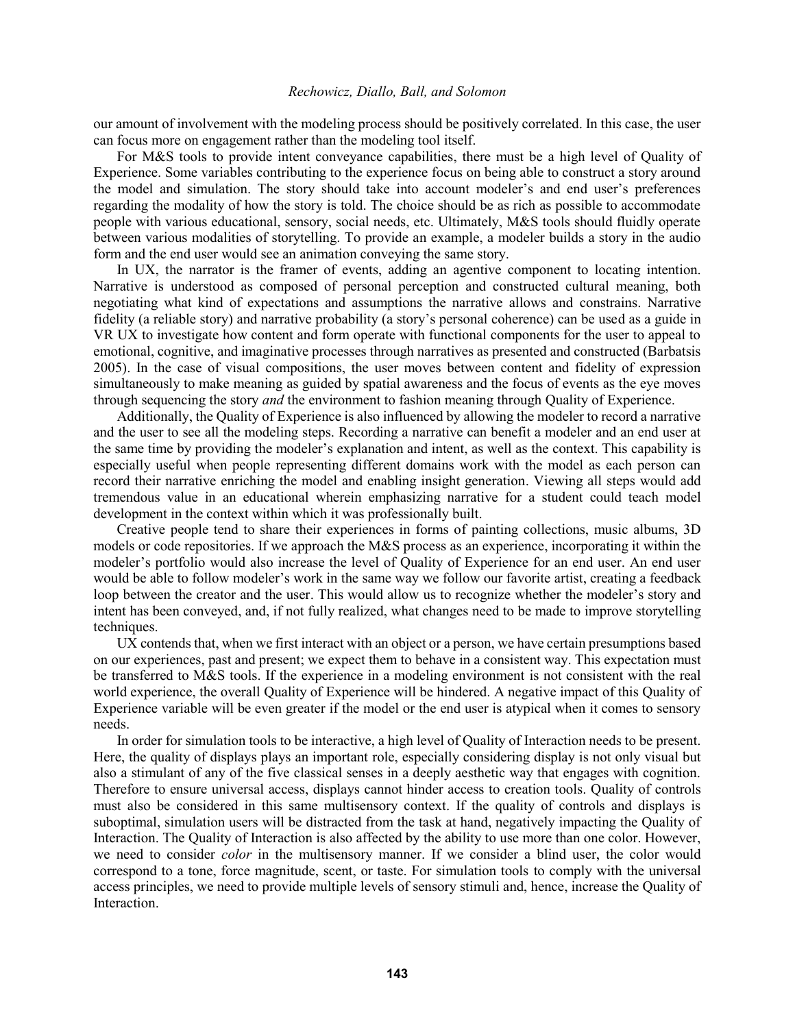our amount of involvement with the modeling process should be positively correlated. In this case, the user can focus more on engagement rather than the modeling tool itself.

For M&S tools to provide intent conveyance capabilities, there must be a high level of Quality of Experience. Some variables contributing to the experience focus on being able to construct a story around the model and simulation. The story should take into account modeler's and end user's preferences regarding the modality of how the story is told. The choice should be as rich as possible to accommodate people with various educational, sensory, social needs, etc. Ultimately, M&S tools should fluidly operate between various modalities of storytelling. To provide an example, a modeler builds a story in the audio form and the end user would see an animation conveying the same story.

In UX, the narrator is the framer of events, adding an agentive component to locating intention. Narrative is understood as composed of personal perception and constructed cultural meaning, both negotiating what kind of expectations and assumptions the narrative allows and constrains. Narrative fidelity (a reliable story) and narrative probability (a story's personal coherence) can be used as a guide in VR UX to investigate how content and form operate with functional components for the user to appeal to emotional, cognitive, and imaginative processes through narratives as presented and constructed (Barbatsis 2005). In the case of visual compositions, the user moves between content and fidelity of expression simultaneously to make meaning as guided by spatial awareness and the focus of events as the eye moves through sequencing the story *and* the environment to fashion meaning through Quality of Experience.

Additionally, the Quality of Experience is also influenced by allowing the modeler to record a narrative and the user to see all the modeling steps. Recording a narrative can benefit a modeler and an end user at the same time by providing the modeler's explanation and intent, as well as the context. This capability is especially useful when people representing different domains work with the model as each person can record their narrative enriching the model and enabling insight generation. Viewing all steps would add tremendous value in an educational wherein emphasizing narrative for a student could teach model development in the context within which it was professionally built.

Creative people tend to share their experiences in forms of painting collections, music albums, 3D models or code repositories. If we approach the M&S process as an experience, incorporating it within the modeler's portfolio would also increase the level of Quality of Experience for an end user. An end user would be able to follow modeler's work in the same way we follow our favorite artist, creating a feedback loop between the creator and the user. This would allow us to recognize whether the modeler's story and intent has been conveyed, and, if not fully realized, what changes need to be made to improve storytelling techniques.

UX contends that, when we first interact with an object or a person, we have certain presumptions based on our experiences, past and present; we expect them to behave in a consistent way. This expectation must be transferred to M&S tools. If the experience in a modeling environment is not consistent with the real world experience, the overall Quality of Experience will be hindered. A negative impact of this Quality of Experience variable will be even greater if the model or the end user is atypical when it comes to sensory needs.

In order for simulation tools to be interactive, a high level of Quality of Interaction needs to be present. Here, the quality of displays plays an important role, especially considering display is not only visual but also a stimulant of any of the five classical senses in a deeply aesthetic way that engages with cognition. Therefore to ensure universal access, displays cannot hinder access to creation tools. Quality of controls must also be considered in this same multisensory context. If the quality of controls and displays is suboptimal, simulation users will be distracted from the task at hand, negatively impacting the Quality of Interaction. The Quality of Interaction is also affected by the ability to use more than one color. However, we need to consider *color* in the multisensory manner. If we consider a blind user, the color would correspond to a tone, force magnitude, scent, or taste. For simulation tools to comply with the universal access principles, we need to provide multiple levels of sensory stimuli and, hence, increase the Quality of Interaction.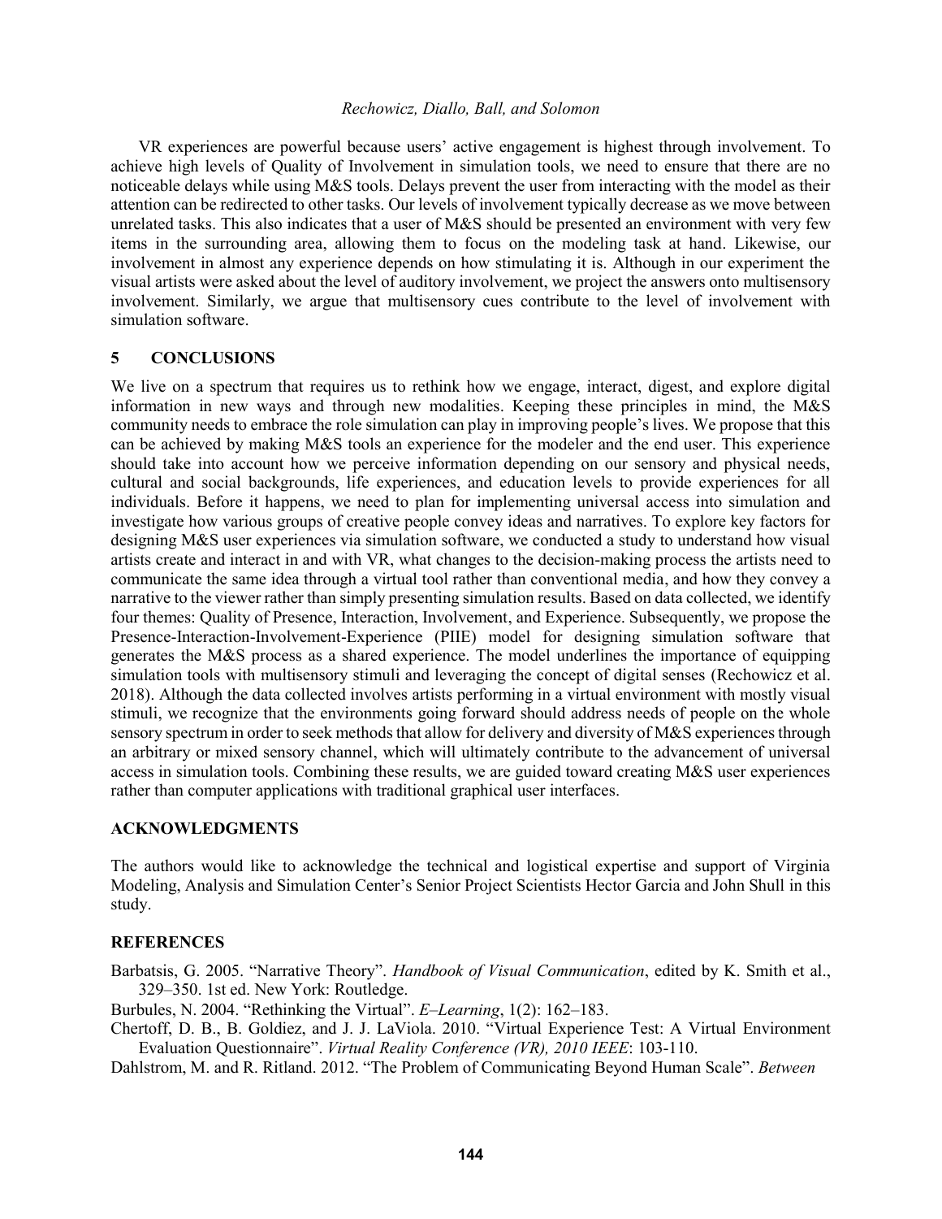VR experiences are powerful because users' active engagement is highest through involvement. To achieve high levels of Quality of Involvement in simulation tools, we need to ensure that there are no noticeable delays while using M&S tools. Delays prevent the user from interacting with the model as their attention can be redirected to other tasks. Our levels of involvement typically decrease as we move between unrelated tasks. This also indicates that a user of M&S should be presented an environment with very few items in the surrounding area, allowing them to focus on the modeling task at hand. Likewise, our involvement in almost any experience depends on how stimulating it is. Although in our experiment the visual artists were asked about the level of auditory involvement, we project the answers onto multisensory involvement. Similarly, we argue that multisensory cues contribute to the level of involvement with simulation software.

## 5 CONCLUSIONS

We live on a spectrum that requires us to rethink how we engage, interact, digest, and explore digital information in new ways and through new modalities. Keeping these principles in mind, the M&S community needs to embrace the role simulation can play in improving people's lives. We propose that this can be achieved by making M&S tools an experience for the modeler and the end user. This experience should take into account how we perceive information depending on our sensory and physical needs, cultural and social backgrounds, life experiences, and education levels to provide experiences for all individuals. Before it happens, we need to plan for implementing universal access into simulation and investigate how various groups of creative people convey ideas and narratives. To explore key factors for designing M&S user experiences via simulation software, we conducted a study to understand how visual artists create and interact in and with VR, what changes to the decision-making process the artists need to communicate the same idea through a virtual tool rather than conventional media, and how they convey a narrative to the viewer rather than simply presenting simulation results. Based on data collected, we identify four themes: Quality of Presence, Interaction, Involvement, and Experience. Subsequently, we propose the Presence-Interaction-Involvement-Experience (PIIE) model for designing simulation software that generates the M&S process as a shared experience. The model underlines the importance of equipping simulation tools with multisensory stimuli and leveraging the concept of digital senses (Rechowicz et al. 2018). Although the data collected involves artists performing in a virtual environment with mostly visual stimuli, we recognize that the environments going forward should address needs of people on the whole sensory spectrum in order to seek methods that allow for delivery and diversity of M&S experiences through an arbitrary or mixed sensory channel, which will ultimately contribute to the advancement of universal access in simulation tools. Combining these results, we are guided toward creating M&S user experiences rather than computer applications with traditional graphical user interfaces.

## ACKNOWLEDGMENTS

The authors would like to acknowledge the technical and logistical expertise and support of Virginia Modeling, Analysis and Simulation Center's Senior Project Scientists Hector Garcia and John Shull in this study.

## REFERENCES

Barbatsis, G. 2005. "Narrative Theory". *Handbook of Visual Communication*, edited by K. Smith et al., 329–350. 1st ed. New York: Routledge.

Burbules, N. 2004. "Rethinking the Virtual". *E–Learning*, 1(2): 162–183.

Chertoff, D. B., B. Goldiez, and J. J. LaViola. 2010. "Virtual Experience Test: A Virtual Environment Evaluation Questionnaire". *Virtual Reality Conference (VR), 2010 IEEE*: 103-110.

Dahlstrom, M. and R. Ritland. 2012. "The Problem of Communicating Beyond Human Scale". *Between*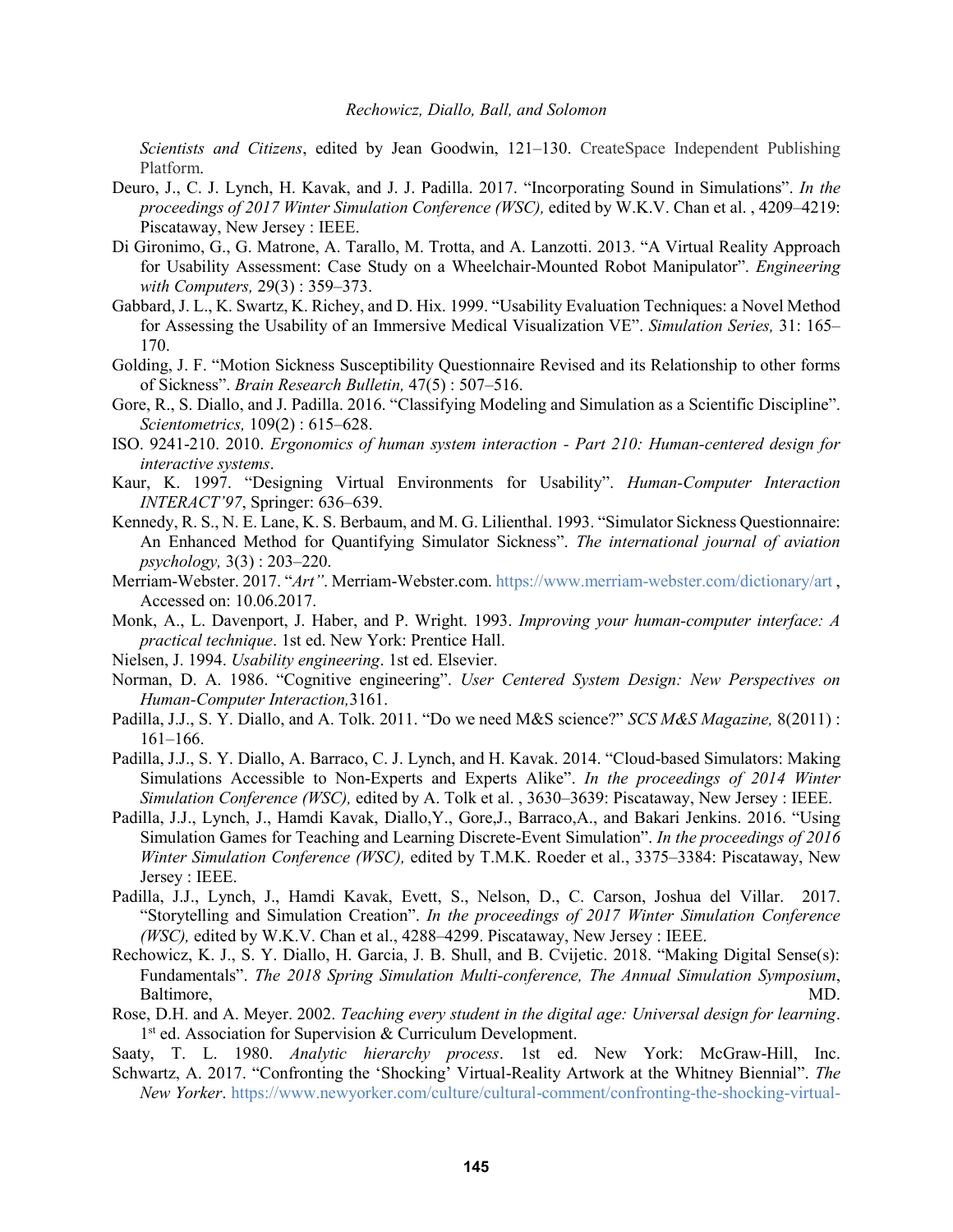*Scientists and Citizens*, edited by Jean Goodwin, 121–130. CreateSpace Independent Publishing Platform.

Deuro, J., C. J. Lynch, H. Kavak, and J. J. Padilla. 2017. "Incorporating Sound in Simulations". *In the proceedings of 2017 Winter Simulation Conference (WSC),* edited by W.K.V. Chan et al. , 4209–4219: Piscataway, New Jersey : IEEE.

Di Gironimo, G., G. Matrone, A. Tarallo, M. Trotta, and A. Lanzotti. 2013. "A Virtual Reality Approach for Usability Assessment: Case Study on a Wheelchair-Mounted Robot Manipulator". *Engineering with Computers,* 29(3) : 359–373.

Gabbard, J. L., K. Swartz, K. Richey, and D. Hix. 1999. "Usability Evaluation Techniques: a Novel Method for Assessing the Usability of an Immersive Medical Visualization VE". *Simulation Series,* 31: 165–170.

Golding, J. F. "Motion Sickness Susceptibility Questionnaire Revised and its Relationship to other forms of Sickness". *Brain Research Bulletin,* 47(5) : 507–516.

Gore, R., S. Diallo, and J. Padilla. 2016. "Classifying Modeling and Simulation as a Scientific Discipline". *Scientometrics,* 109(2) : 615–628.

ISO. 9241-210. 2010. *Ergonomics of human system interaction - Part 210: Human-centered design for interactive systems*.

Kaur, K. 1997. "Designing Virtual Environments for Usability". *Human-Computer Interaction INTERACT'97*, Springer: 636–639.

Kennedy, R. S., N. E. Lane, K. S. Berbaum, and M. G. Lilienthal. 1993. "Simulator Sickness Questionnaire: An Enhanced Method for Quantifying Simulator Sickness". *The international journal of aviation psychology,* 3(3) : 203–220.

Merriam-Webster. 2017. "*Art"*. Merriam-Webster.com. https://www.merriam-webster.com/dictionary/art , Accessed on: 10.06.2017.

Monk, A., L. Davenport, J. Haber, and P. Wright. 1993. *Improving your human-computer interface: A practical technique*. 1st ed. New York: Prentice Hall.

Nielsen, J. 1994. *Usability engineering*. 1st ed. Elsevier.

Norman, D. A. 1986. "Cognitive engineering". *User Centered System Design: New Perspectives on Human-Computer Interaction,*3161.

Padilla, J.J., S. Y. Diallo, and A. Tolk. 2011. "Do we need M&S science?" *SCS M&S Magazine,* 8(2011) : 161–166.

Padilla, J.J., S. Y. Diallo, A. Barraco, C. J. Lynch, and H. Kavak. 2014. "Cloud-based Simulators: Making Simulations Accessible to Non-Experts and Experts Alike". *In the proceedings of 2014 Winter Simulation Conference (WSC),* edited by A. Tolk et al. , 3630–3639: Piscataway, New Jersey : IEEE.

Padilla, J.J., Lynch, J., Hamdi Kavak, Diallo,Y., Gore,J., Barraco,A., and Bakari Jenkins. 2016. "Using Simulation Games for Teaching and Learning Discrete-Event Simulation". *In the proceedings of 2016 Winter Simulation Conference (WSC),* edited by T.M.K. Roeder et al., 3375–3384: Piscataway, New Jersey : IEEE.

Padilla, J.J., Lynch, J., Hamdi Kavak, Evett, S., Nelson, D., C. Carson, Joshua del Villar. 2017. "Storytelling and Simulation Creation". *In the proceedings of 2017 Winter Simulation Conference (WSC),* edited by W.K.V. Chan et al., 4288–4299. Piscataway, New Jersey : IEEE.

Rechowicz, K. J., S. Y. Diallo, H. Garcia, J. B. Shull, and B. Cvijetic. 2018. "Making Digital Sense(s): Fundamentals". *The 2018 Spring Simulation Multi-conference, The Annual Simulation Symposium*, Baltimore, MD.

Rose, D.H. and A. Meyer. 2002. *Teaching every student in the digital age: Universal design for learning*. 1st ed. Association for Supervision & Curriculum Development.

Saaty, T. L. 1980. *Analytic hierarchy process*. 1st ed. New York: McGraw-Hill, Inc.

Schwartz, A. 2017. "Confronting the 'Shocking' Virtual-Reality Artwork at the Whitney Biennial". *The New Yorker*. https://www.newyorker.com/culture/cultural-comment/confronting-the-shocking-virtual-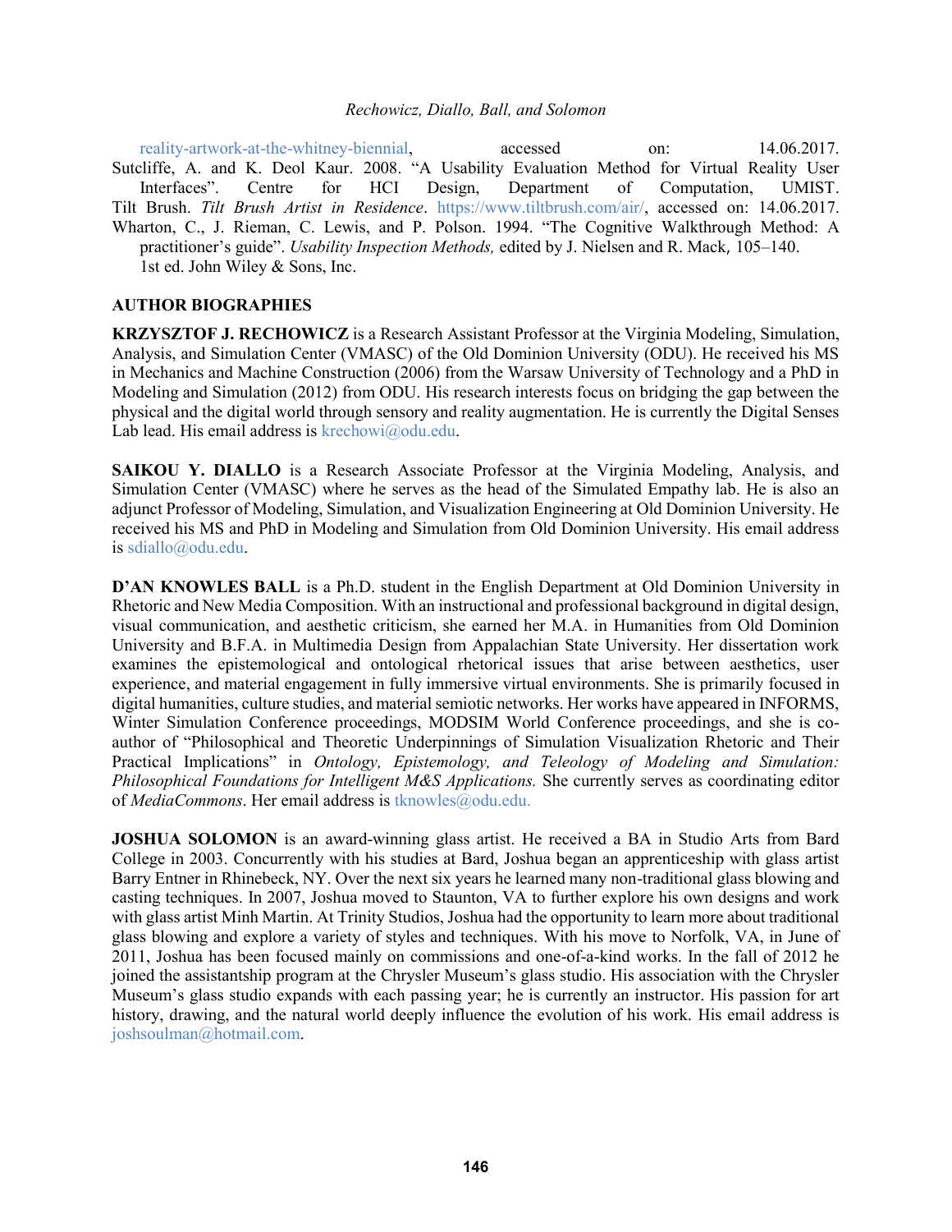reality-artwork-at-the-whitney-biennial, accessed on: 14.06.2017.

Sutcliffe, A. and K. Deol Kaur. 2008. "A Usability Evaluation Method for Virtual Reality User Interfaces". Centre for HCI Design, Department of Computation, UMIST.

Tilt Brush. *Tilt Brush Artist in Residence*. https://www.tiltbrush.com/air/, accessed on: 14.06.2017.

Wharton, C., J. Rieman, C. Lewis, and P. Polson. 1994. "The Cognitive Walkthrough Method: A practitioner's guide". *Usability Inspection Methods,* edited by J. Nielsen and R. Mack, 105–140. 1st ed. John Wiley & Sons, Inc.

## AUTHOR BIOGRAPHIES

**KRZYSZTOF J. RECHOWICZ** is a Research Assistant Professor at the Virginia Modeling, Simulation, Analysis, and Simulation Center (VMASC) of the Old Dominion University (ODU). He received his MS in Mechanics and Machine Construction (2006) from the Warsaw University of Technology and a PhD in Modeling and Simulation (2012) from ODU. His research interests focus on bridging the gap between the physical and the digital world through sensory and reality augmentation. He is currently the Digital Senses Lab lead. His email address is krechowi@odu.edu.

**SAIKOU Y. DIALLO** is a Research Associate Professor at the Virginia Modeling, Analysis, and Simulation Center (VMASC) where he serves as the head of the Simulated Empathy lab. He is also an adjunct Professor of Modeling, Simulation, and Visualization Engineering at Old Dominion University. He received his MS and PhD in Modeling and Simulation from Old Dominion University. His email address is sdiallo@odu.edu.

**D'AN KNOWLES BALL** is a Ph.D. student in the English Department at Old Dominion University in Rhetoric and New Media Composition. With an instructional and professional background in digital design, visual communication, and aesthetic criticism, she earned her M.A. in Humanities from Old Dominion University and B.F.A. in Multimedia Design from Appalachian State University. Her dissertation work examines the epistemological and ontological rhetorical issues that arise between aesthetics, user experience, and material engagement in fully immersive virtual environments. She is primarily focused in digital humanities, culture studies, and material semiotic networks. Her works have appeared in INFORMS, Winter Simulation Conference proceedings, MODSIM World Conference proceedings, and she is co-author of "Philosophical and Theoretic Underpinnings of Simulation Visualization Rhetoric and Their Practical Implications" in *Ontology, Epistemology, and Teleology of Modeling and Simulation: Philosophical Foundations for Intelligent M&S Applications.* She currently serves as coordinating editor of *MediaCommons*. Her email address is tknowles@odu.edu.

**JOSHUA SOLOMON** is an award-winning glass artist. He received a BA in Studio Arts from Bard College in 2003. Concurrently with his studies at Bard, Joshua began an apprenticeship with glass artist Barry Entner in Rhinebeck, NY. Over the next six years he learned many non-traditional glass blowing and casting techniques. In 2007, Joshua moved to Staunton, VA to further explore his own designs and work with glass artist Minh Martin. At Trinity Studios, Joshua had the opportunity to learn more about traditional glass blowing and explore a variety of styles and techniques. With his move to Norfolk, VA, in June of 2011, Joshua has been focused mainly on commissions and one-of-a-kind works. In the fall of 2012 he joined the assistantship program at the Chrysler Museum's glass studio. His association with the Chrysler Museum's glass studio expands with each passing year; he is currently an instructor. His passion for art history, drawing, and the natural world deeply influence the evolution of his work. His email address is joshsoulman@hotmail.com.